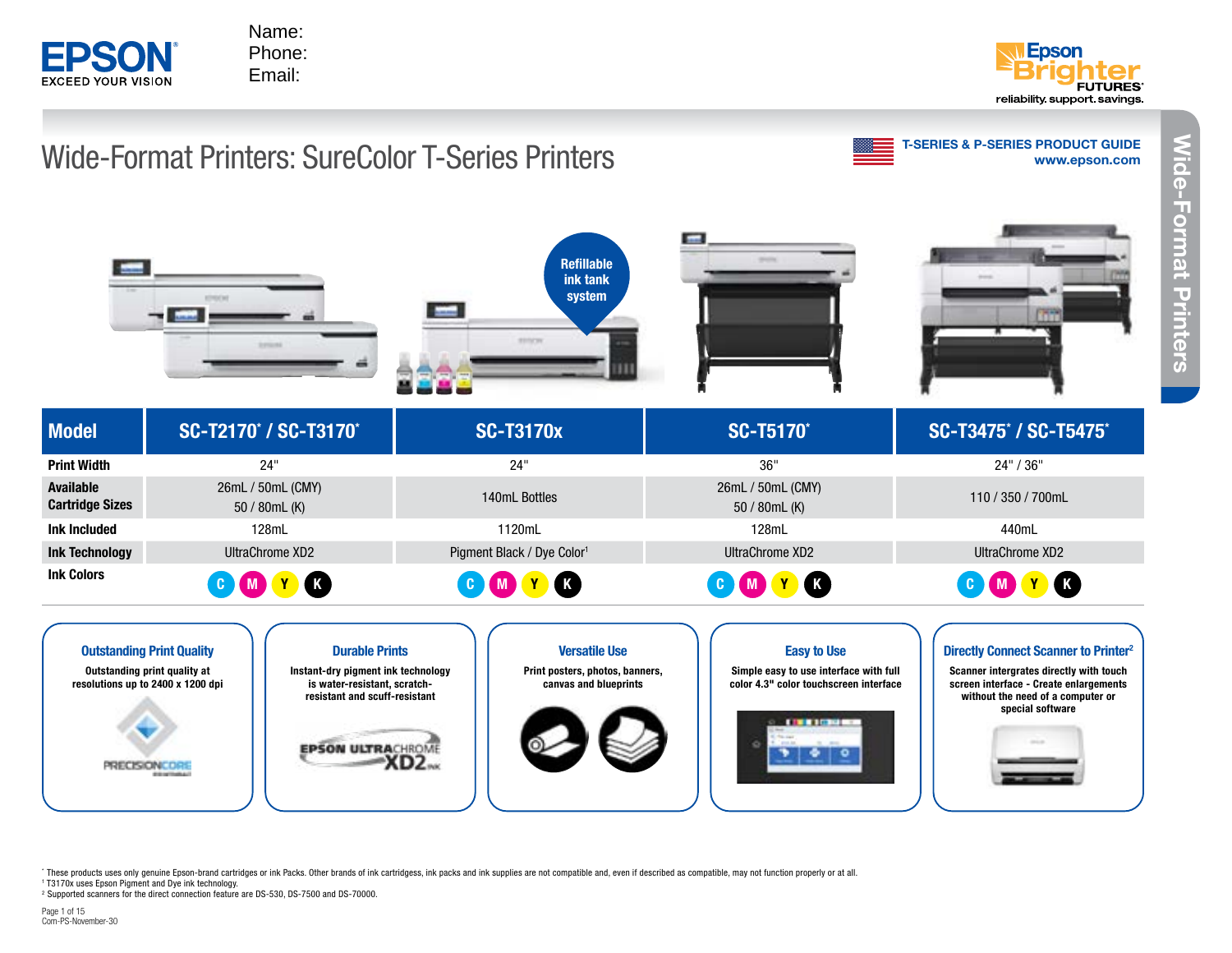Name:
Phone:
Email:

Epson Brighter Futures — reliability. support. savings.

# Wide-Format Printers: SureColor T-Series Printers

**T-SERIES & P-SERIES PRODUCT GUIDE**
**www.epson.com**

Refillable ink tank system

| Model | SC-T2170* / SC-T3170* | SC-T3170x | SC-T5170* | SC-T3475* / SC-T5475* |
|---|---|---|---|---|
| **Print Width** | 24" | 24" | 36" | 24" / 36" |
| **Available Cartridge Sizes** | 26mL / 50mL (CMY) 50 / 80mL (K) | 140mL Bottles | 26mL / 50mL (CMY) 50 / 80mL (K) | 110 / 350 / 700mL |
| **Ink Included** | 128mL | 1120mL | 128mL | 440mL |
| **Ink Technology** | UltraChrome XD2 | Pigment Black / Dye Color[1] | UltraChrome XD2 | UltraChrome XD2 |
| **Ink Colors** | C M Y K | C M Y K | C M Y K | C M Y K |

### Outstanding Print Quality
Outstanding print quality at resolutions up to 2400 x 1200 dpi

### Durable Prints
Instant-dry pigment ink technology is water-resistant, scratch-resistant and scuff-resistant

### Versatile Use
Print posters, photos, banners, canvas and blueprints

### Easy to Use
Simple easy to use interface with full color 4.3" color touchscreen interface

### Directly Connect Scanner to Printer[2]
Scanner intergrates directly with touch screen interface - Create enlargements without the need of a computer or special software

* These products uses only genuine Epson-brand cartridges or ink Packs. Other brands of ink cartridgess, ink packs and ink supplies are not compatible and, even if described as compatible, may not function properly or at all.
[1] T3170x uses Epson Pigment and Dye ink technology.
[2] Supported scanners for the direct connection feature are DS-530, DS-7500 and DS-70000.

Com-PS-November-30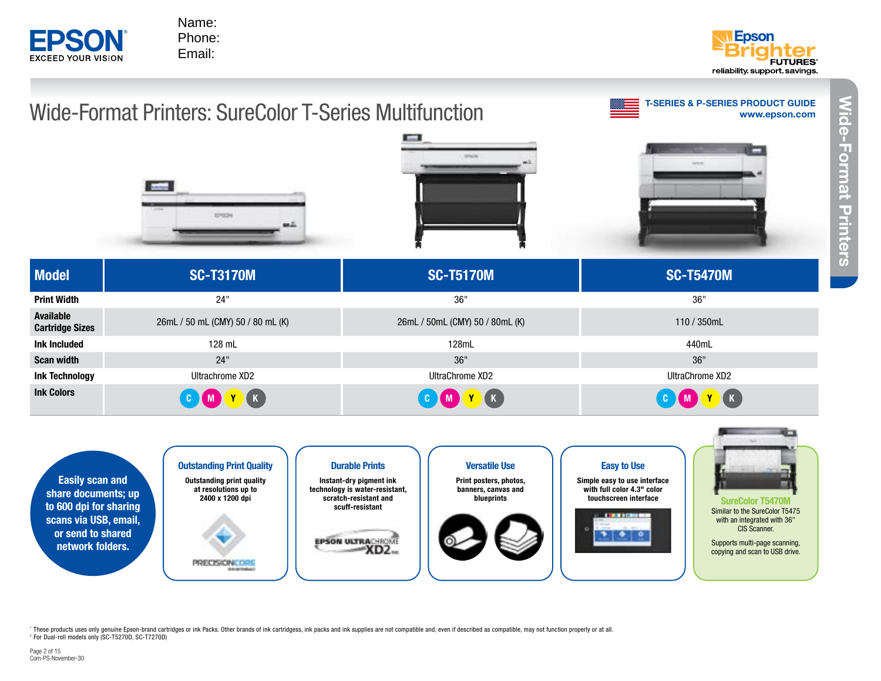Name:
Phone:
Email:

# Wide-Format Printers: SureColor T-Series Multifunction

T-SERIES & P-SERIES PRODUCT GUIDE
www.epson.com

| Model | SC-T3170M | SC-T5170M | SC-T5470M |
|---|---|---|---|
| Print Width | 24" | 36" | 36" |
| Available Cartridge Sizes | 26mL / 50 mL (CMY) 50 / 80 mL (K) | 26mL / 50mL (CMY) 50 / 80mL (K) | 110 / 350mL |
| Ink Included | 128 mL | 128mL | 440mL |
| Scan width | 24" | 36" | 36" |
| Ink Technology | Ultrachrome XD2 | UltraChrome XD2 | UltraChrome XD2 |
| Ink Colors | C M Y K | C M Y K | C M Y K |

**Easily scan and share documents; up to 600 dpi for sharing scans via USB, email, or send to shared network folders.**

### Outstanding Print Quality

Outstanding print quality at resolutions up to 2400 x 1200 dpi

### Durable Prints

Instant-dry pigment ink technology is water-resistant, scratch-resistant and scuff-resistant

### Versatile Use

Print posters, photos, banners, canvas and blueprints

### Easy to Use

Simple easy to use interface with full color 4.3" color touchscreen interface

### SureColor T5470M

Similar to the SureColor T5475 with an integrated with 36" CIS Scanner.

Supports multi-page scanning, copying and scan to USB drive.

[*] These products uses only genuine Epson-brand cartridges or ink Packs. Other brands of ink cartridgess, ink packs and ink supplies are not compatible and, even if described as compatible, may not function properly or at all.
[1] For Dual-roll models only (SC-T5270D, SC-T7270D)

Com-PS-November-30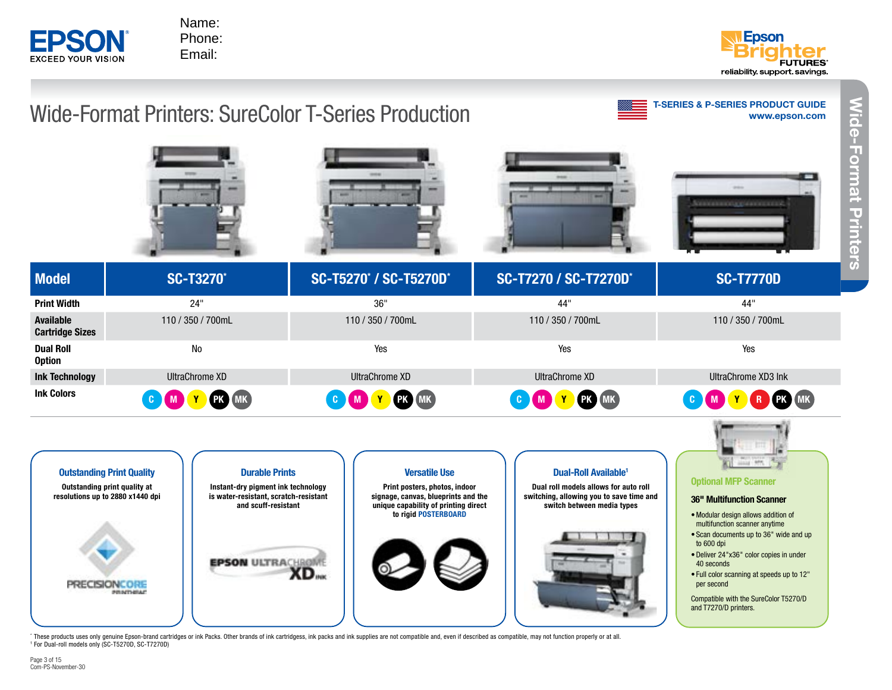Name:
Phone:
Email:

# Wide-Format Printers: SureColor T-Series Production

**T-SERIES & P-SERIES PRODUCT GUIDE**
**www.epson.com**

| Model | SC-T3270* | SC-T5270* / SC-T5270D* | SC-T7270 / SC-T7270D* | SC-T7770D |
|---|---|---|---|---|
| **Print Width** | 24" | 36" | 44" | 44" |
| **Available Cartridge Sizes** | 110 / 350 / 700mL | 110 / 350 / 700mL | 110 / 350 / 700mL | 110 / 350 / 700mL |
| **Dual Roll Option** | No | Yes | Yes | Yes |
| **Ink Technology** | UltraChrome XD | UltraChrome XD | UltraChrome XD | UltraChrome XD3 Ink |
| **Ink Colors** | C M Y PK MK | C M Y PK MK | C M Y PK MK | C M Y R PK MK |

### Outstanding Print Quality

Outstanding print quality at resolutions up to 2880 x1440 dpi

PRECISIONCORE PRINTHEAD

### Durable Prints

Instant-dry pigment ink technology is water-resistant, scratch-resistant and scuff-resistant

EPSON ULTRACHROME XD INK

### Versatile Use

Print posters, photos, indoor signage, canvas, blueprints and the unique capability of printing direct to rigid POSTERBOARD

### Dual-Roll Available[1]

Dual roll models allows for auto roll switching, allowing you to save time and switch between media types

### Optional MFP Scanner

**36" Multifunction Scanner**

- Modular design allows addition of multifunction scanner anytime
- Scan documents up to 36" wide and up to 600 dpi
- Deliver 24"x36" color copies in under 40 seconds
- Full color scanning at speeds up to 12" per second

Compatible with the SureColor T5270/D and T7270/D printers.

* These products uses only genuine Epson-brand cartridges or ink Packs. Other brands of ink cartridgess, ink packs and ink supplies are not compatible and, even if described as compatible, may not function properly or at all.
[1] For Dual-roll models only (SC-T5270D, SC-T7270D)

Com-PS-November-30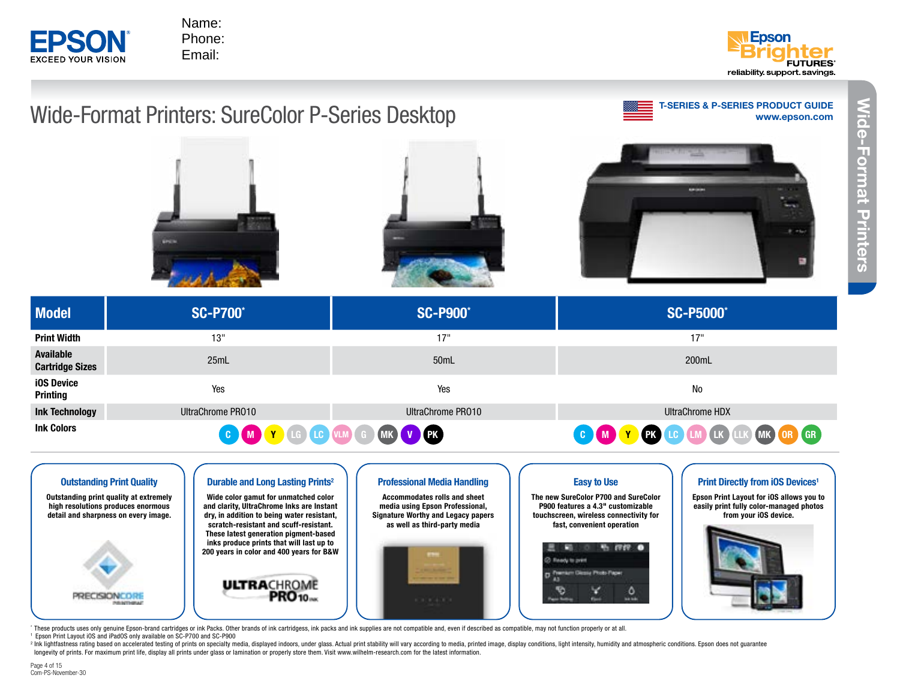Name:
Phone:
Email:

T-SERIES & P-SERIES PRODUCT GUIDE
www.epson.com

# Wide-Format Printers: SureColor P-Series Desktop

| Model | SC-P700* | SC-P900* | SC-P5000* |
|---|---|---|---|
| Print Width | 13" | 17" | 17" |
| Available Cartridge Sizes | 25mL | 50mL | 200mL |
| iOS Device Printing | Yes | Yes | No |
| Ink Technology | UltraChrome PRO10 | UltraChrome PRO10 | UltraChrome HDX |
| Ink Colors | C, M, Y, LG, LC, VLM, G, MK, V, PK | C, M, Y, LG, LC, VLM, G, MK, V, PK | C, M, Y, PK, LC, LM, LK, LLK, MK, OR, GR |

### Outstanding Print Quality

Outstanding print quality at extremely high resolutions produces enormous detail and sharpness on every image.

PRECISIONCORE PRINTHEAD

### Durable and Long Lasting Prints[2]

Wide color gamut for unmatched color and clarity, UltraChrome Inks are Instant dry, in addition to being water resistant, scratch-resistant and scuff-resistant. These latest generation pigment-based inks produce prints that will last up to 200 years in color and 400 years for B&W

ULTRACHROME PRO10 INK

### Professional Media Handling

Accommodates rolls and sheet media using Epson Professional, Signature Worthy and Legacy papers as well as third-party media

### Easy to Use

The new SureColor P700 and SureColor P900 features a 4.3" customizable touchscreen, wireless connectivity for fast, convenient operation

### Print Directly from iOS Devices[1]

Epson Print Layout for iOS allows you to easily print fully color-managed photos from your iOS device.

\* These products uses only genuine Epson-brand cartridges or ink Packs. Other brands of ink cartridges, ink packs and ink supplies are not compatible and, even if described as compatible, may not function properly or at all.

[1] Epson Print Layout iOS and iPadOS only available on SC-P700 and SC-P900

[2] Ink lightfastness rating based on accelerated testing of prints on specialty media, displayed indoors, under glass. Actual print stability will vary according to media, printed image, display conditions, light intensity, humidity and atmospheric conditions. Epson does not guarantee longevity of prints. For maximum print life, display all prints under glass or lamination or properly store them. Visit www.wilhelm-research.com for the latest information.

Com-PS-November-30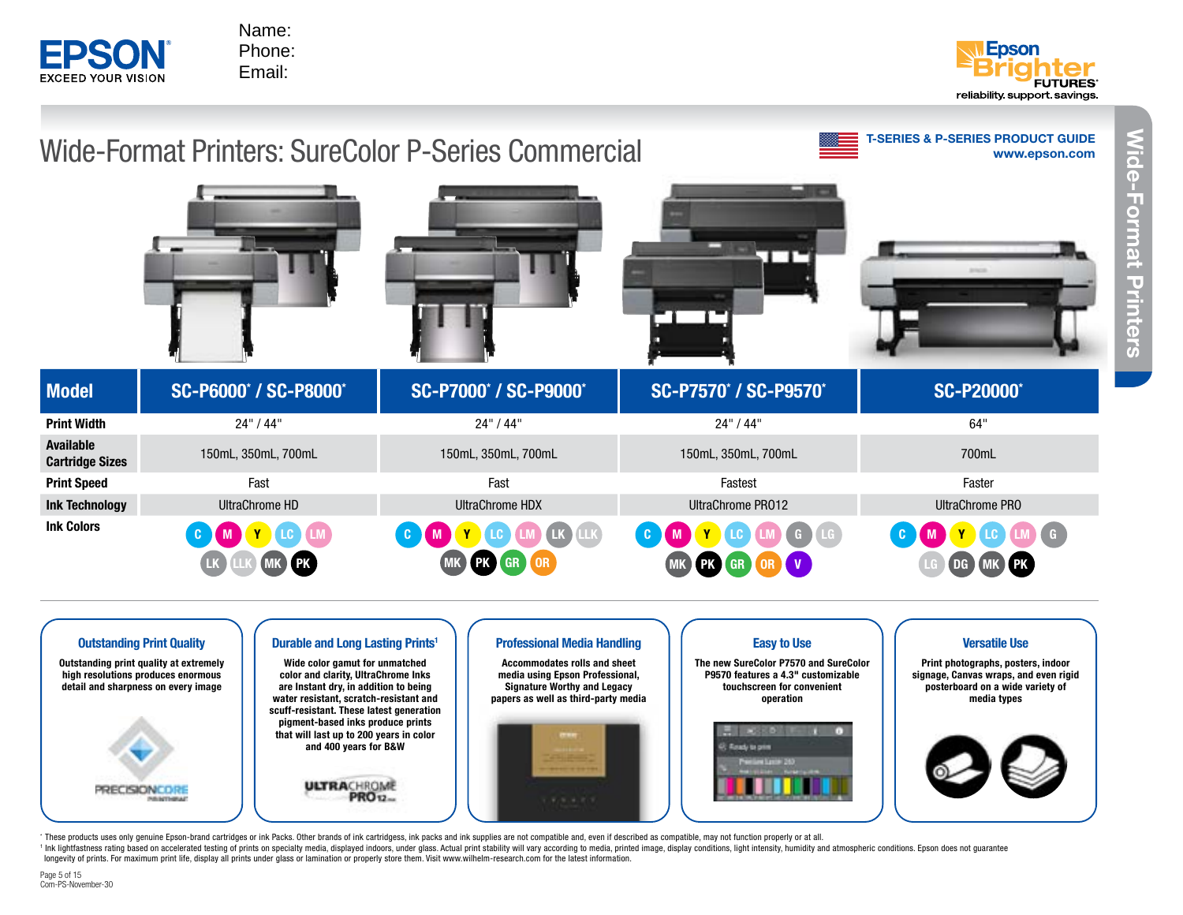Name:
Phone:
Email:

# Wide-Format Printers: SureColor P-Series Commercial

T-SERIES & P-SERIES PRODUCT GUIDE
www.epson.com

| Model | SC-P6000* / SC-P8000* | SC-P7000* / SC-P9000* | SC-P7570* / SC-P9570* | SC-P20000* |
|---|---|---|---|---|
| Print Width | 24" / 44" | 24" / 44" | 24" / 44" | 64" |
| Available Cartridge Sizes | 150mL, 350mL, 700mL | 150mL, 350mL, 700mL | 150mL, 350mL, 700mL | 700mL |
| Print Speed | Fast | Fast | Fastest | Faster |
| Ink Technology | UltraChrome HD | UltraChrome HDX | UltraChrome PRO12 | UltraChrome PRO |
| Ink Colors | C, M, Y, LC, LM, LK, LLK, MK, PK | C, M, Y, LC, LM, LK, LLK, MK, PK, GR, OR | C, M, Y, LC, LM, G, LG, MK, PK, GR, OR, V | C, M, Y, LC, LM, G, LG, DG, MK, PK |

### Outstanding Print Quality

Outstanding print quality at extremely high resolutions produces enormous detail and sharpness on every image

### Durable and Long Lasting Prints[1]

Wide color gamut for unmatched color and clarity, UltraChrome Inks are Instant dry, in addition to being water resistant, scratch-resistant and scuff-resistant. These latest generation pigment-based inks produce prints that will last up to 200 years in color and 400 years for B&W

### Professional Media Handling

Accommodates rolls and sheet media using Epson Professional, Signature Worthy and Legacy papers as well as third-party media

### Easy to Use

The new SureColor P7570 and SureColor P9570 features a 4.3" customizable touchscreen for convenient operation

### Versatile Use

Print photographs, posters, indoor signage, Canvas wraps, and even rigid posterboard on a wide variety of media types

* These products uses only genuine Epson-brand cartridges or ink Packs. Other brands of ink cartridges, ink packs and ink supplies are not compatible and, even if described as compatible, may not function properly or at all.

[1] Ink lightfastness rating based on accelerated testing of prints on specialty media, displayed indoors, under glass. Actual print stability will vary according to media, printed image, display conditions, light intensity, humidity and atmospheric conditions. Epson does not guarantee longevity of prints. For maximum print life, display all prints under glass or lamination or properly store them. Visit www.wilhelm-research.com for the latest information.

Com-PS-November-30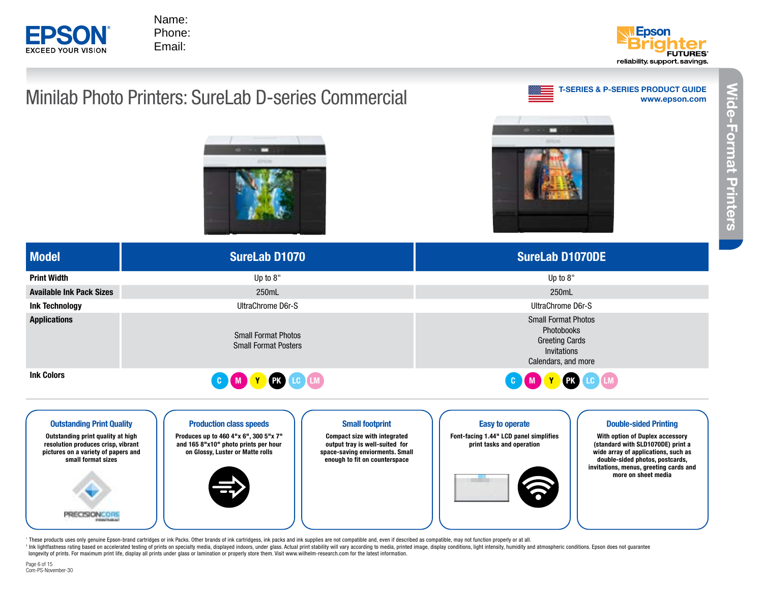Name:
Phone:
Email:

# Minilab Photo Printers: SureLab D-series Commercial

T-SERIES & P-SERIES PRODUCT GUIDE
www.epson.com

| Model | SureLab D1070 | SureLab D1070DE |
|---|---|---|
| Print Width | Up to 8" | Up to 8" |
| Available Ink Pack Sizes | 250mL | 250mL |
| Ink Technology | UltraChrome D6r-S | UltraChrome D6r-S |
| Applications | Small Format Photos<br>Small Format Posters | Small Format Photos<br>Photobooks<br>Greeting Cards<br>Invitations<br>Calendars, and more |
| Ink Colors | C, M, Y, PK, LC, LM | C, M, Y, PK, LC, LM |

### Outstanding Print Quality

Outstanding print quality at high resolution produces crisp, vibrant pictures on a variety of papers and small format sizes

### Production class speeds

Produces up to 460 4"x 6", 300 5"x 7" and 165 8"x10" photo prints per hour on Glossy, Luster or Matte rolls

### Small footprint

Compact size with integrated output tray is well-suited for space-saving enviorments. Small enough to fit on counterspace

### Easy to operate

Font-facing 1.44" LCD panel simplifies print tasks and operation

### Double-sided Printing

With option of Duplex accessory (standard with SLD1070DE) print a wide array of applications, such as double-sided photos, postcards, invitations, menus, greeting cards and more on sheet media

[*] These products uses only genuine Epson-brand cartridges or ink Packs. Other brands of ink cartridges, ink packs and ink supplies are not compatible and, even if described as compatible, may not function properly or at all.

[1] Ink lightfastness rating based on accelerated testing of prints on specialty media, displayed indoors, under glass. Actual print stability will vary according to media, printed image, display conditions, light intensity, humidity and atmospheric conditions. Epson does not guarantee longevity of prints. For maximum print life, display all prints under glass or lamination or properly store them. Visit www.wilhelm-research.com for the latest information.

Com-PS-November-30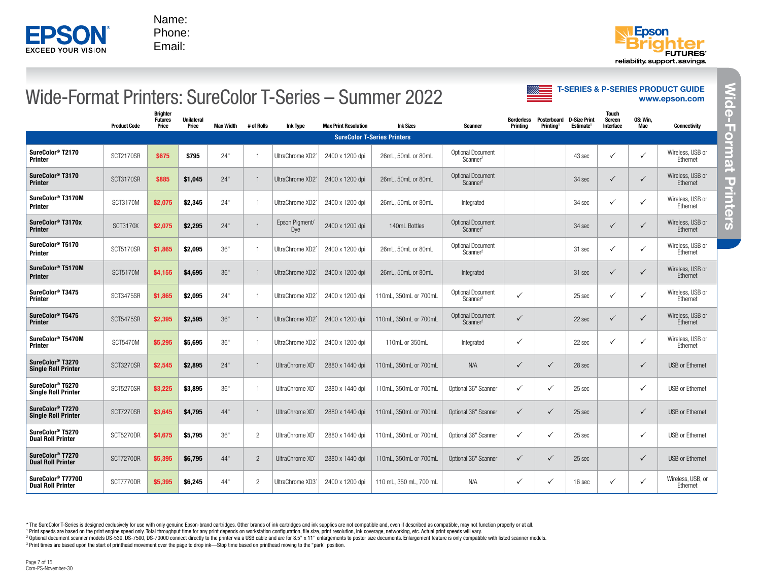Name:
Phone:
Email:

# Wide-Format Printers: SureColor T-Series – Summer 2022

**T-SERIES & P-SERIES PRODUCT GUIDE**
**www.epson.com**

| | Product Code | Brighter Futures Price | Unilateral Price | Max Width | # of Rolls | Ink Type | Max Print Resolution | Ink Sizes | Scanner | Borderless Printing | Posterboard Printing[1] | D-Size Print Estimate[1] | Touch Screen Interface | OS: Win, Mac | Connectivity |
|---|---|---|---|---|---|---|---|---|---|---|---|---|---|---|---|
| **SureColor T-Series Printers** | | | | | | | | | | | | | | | |
| **SureColor® T2170 Printer** | SCT2170SR | $675 | $795 | 24" | 1 | UltraChrome XD2* | 2400 x 1200 dpi | 26mL, 50mL or 80mL | Optional Document Scanner[2] | | | 43 sec | ✓ | ✓ | Wireless, USB or Ethernet |
| **SureColor® T3170 Printer** | SCT3170SR | $885 | $1,045 | 24" | 1 | UltraChrome XD2* | 2400 x 1200 dpi | 26mL, 50mL or 80mL | Optional Document Scanner[2] | | | 34 sec | ✓ | ✓ | Wireless, USB or Ethernet |
| **SureColor® T3170M Printer** | SCT3170M | $2,075 | $2,345 | 24" | 1 | UltraChrome XD2* | 2400 x 1200 dpi | 26mL, 50mL or 80mL | Integrated | | | 34 sec | ✓ | ✓ | Wireless, USB or Ethernet |
| **SureColor® T3170x Printer** | SCT3170X | $2,075 | $2,295 | 24" | 1 | Epson Pigment/ Dye | 2400 x 1200 dpi | 140mL Bottles | Optional Document Scanner[2] | | | 34 sec | ✓ | ✓ | Wireless, USB or Ethernet |
| **SureColor® T5170 Printer** | SCT5170SR | $1,865 | $2,095 | 36" | 1 | UltraChrome XD2* | 2400 x 1200 dpi | 26mL, 50mL or 80mL | Optional Document Scanner[2] | | | 31 sec | ✓ | ✓ | Wireless, USB or Ethernet |
| **SureColor® T5170M Printer** | SCT5170M | $4,155 | $4,695 | 36" | 1 | UltraChrome XD2* | 2400 x 1200 dpi | 26mL, 50mL or 80mL | Integrated | | | 31 sec | ✓ | ✓ | Wireless, USB or Ethernet |
| **SureColor® T3475 Printer** | SCT3475SR | $1,865 | $2,095 | 24" | 1 | UltraChrome XD2* | 2400 x 1200 dpi | 110mL, 350mL or 700mL | Optional Document Scanner[2] | ✓ | | 25 sec | ✓ | ✓ | Wireless, USB or Ethernet |
| **SureColor® T5475 Printer** | SCT5475SR | $2,395 | $2,595 | 36" | 1 | UltraChrome XD2* | 2400 x 1200 dpi | 110mL, 350mL or 700mL | Optional Document Scanner[2] | ✓ | | 22 sec | ✓ | ✓ | Wireless, USB or Ethernet |
| **SureColor® T5470M Printer** | SCT5470M | $5,295 | $5,695 | 36" | 1 | UltraChrome XD2* | 2400 x 1200 dpi | 110mL or 350mL | Integrated | ✓ | | 22 sec | ✓ | ✓ | Wireless, USB or Ethernet |
| **SureColor® T3270 Single Roll Printer** | SCT3270SR | $2,545 | $2,895 | 24" | 1 | UltraChrome XD* | 2880 x 1440 dpi | 110mL, 350mL or 700mL | N/A | ✓ | ✓ | 28 sec | | ✓ | USB or Ethernet |
| **SureColor® T5270 Single Roll Printer** | SCT5270SR | $3,225 | $3,895 | 36" | 1 | UltraChrome XD* | 2880 x 1440 dpi | 110mL, 350mL or 700mL | Optional 36" Scanner | ✓ | ✓ | 25 sec | | ✓ | USB or Ethernet |
| **SureColor® T7270 Single Roll Printer** | SCT7270SR | $3,645 | $4,795 | 44" | 1 | UltraChrome XD* | 2880 x 1440 dpi | 110mL, 350mL or 700mL | Optional 36" Scanner | ✓ | ✓ | 25 sec | | ✓ | USB or Ethernet |
| **SureColor® T5270 Dual Roll Printer** | SCT5270DR | $4,675 | $5,795 | 36" | 2 | UltraChrome XD* | 2880 x 1440 dpi | 110mL, 350mL or 700mL | Optional 36" Scanner | ✓ | ✓ | 25 sec | | ✓ | USB or Ethernet |
| **SureColor® T7270 Dual Roll Printer** | SCT7270DR | $5,395 | $6,795 | 44" | 2 | UltraChrome XD* | 2880 x 1440 dpi | 110mL, 350mL or 700mL | Optional 36" Scanner | ✓ | ✓ | 25 sec | | ✓ | USB or Ethernet |
| **SureColor® T7770D Dual Roll Printer** | SCT7770DR | $5,395 | $6,245 | 44" | 2 | UltraChrome XD3* | 2400 x 1200 dpi | 110 mL, 350 mL, 700 mL | N/A | ✓ | ✓ | 16 sec | ✓ | ✓ | Wireless, USB, or Ethernet |

\* The SureColor T-Series is designed exclusively for use with only genuine Epson-brand cartridges. Other brands of ink cartridges and ink supplies are not compatible and, even if described as compatible, may not function properly or at all.
[1] Print speeds are based on the print engine speed only. Total throughput time for any print depends on workstation configuration, file size, print resolution, ink coverage, networking, etc. Actual print speeds will vary.
[2] Optional document scanner models DS-530, DS-7500, DS-70000 connect directly to the printer via a USB cable and are for 8.5" x 11" enlargements to poster size documents. Enlargement feature is only compatible with listed scanner models.
[3] Print times are based upon the start of printhead movement over the page to drop ink—Stop time based on printhead moving to the "park" position.

Com-PS-November-30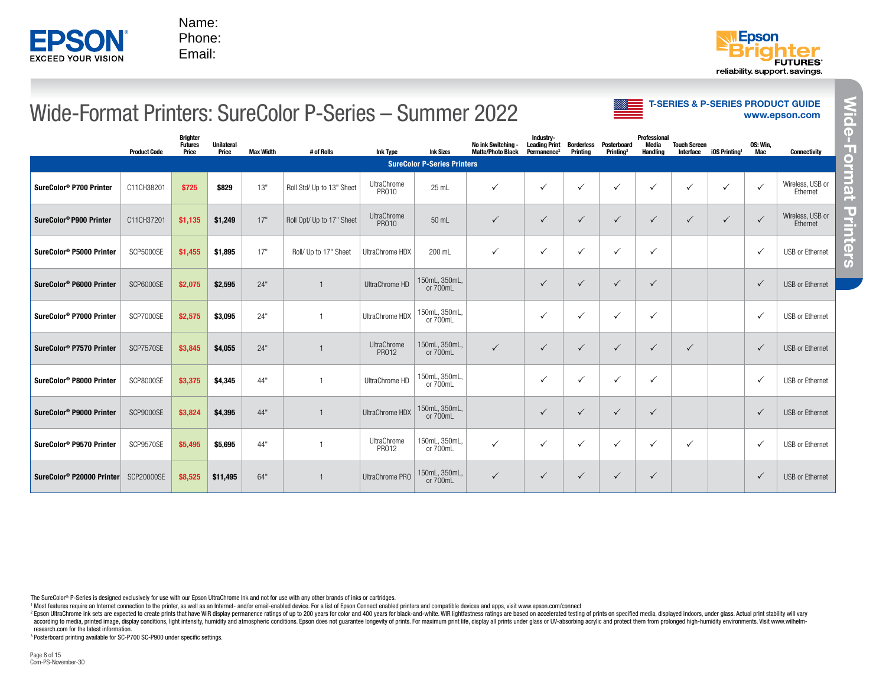EPSON
EXCEED YOUR VISION

Name:
Phone:
Email:

Epson Brighter FUTURES
reliability. support. savings.

# Wide-Format Printers: SureColor P-Series – Summer 2022

**T-SERIES & P-SERIES PRODUCT GUIDE**
**www.epson.com**

| | Product Code | Brighter Futures Price | Unilateral Price | Max Width | # of Rolls | Ink Type | Ink Sizes | No ink Switching - Matte/Photo Black | Industry-Leading Print Permanence[2] | Borderless Printing | Posterboard Printing[3] | Professional Media Handling | Touch Screen Interface | iOS Printing[1] | OS: Win, Mac | Connectivity |
|---|---|---|---|---|---|---|---|---|---|---|---|---|---|---|---|---|
| **SureColor P-Series Printers** | | | | | | | | | | | | | | | | |
| **SureColor® P700 Printer** | C11CH38201 | **$725** | **$829** | 13" | Roll Std/ Up to 13" Sheet | UltraChrome PRO10 | 25 mL | ✓ | ✓ | ✓ | ✓ | ✓ | ✓ | ✓ | ✓ | Wireless, USB or Ethernet |
| **SureColor® P900 Printer** | C11CH37201 | **$1,135** | **$1,249** | 17" | Roll Opt/ Up to 17" Sheet | UltraChrome PRO10 | 50 mL | ✓ | ✓ | ✓ | ✓ | ✓ | ✓ | ✓ | ✓ | Wireless, USB or Ethernet |
| **SureColor® P5000 Printer** | SCP5000SE | **$1,455** | **$1,895** | 17" | Roll/ Up to 17" Sheet | UltraChrome HDX | 200 mL | ✓ | ✓ | ✓ | ✓ | ✓ | | | ✓ | USB or Ethernet |
| **SureColor® P6000 Printer** | SCP6000SE | **$2,075** | **$2,595** | 24" | 1 | UltraChrome HD | 150mL, 350mL, or 700mL | | ✓ | ✓ | ✓ | ✓ | | | ✓ | USB or Ethernet |
| **SureColor® P7000 Printer** | SCP7000SE | **$2,575** | **$3,095** | 24" | 1 | UltraChrome HDX | 150mL, 350mL, or 700mL | | ✓ | ✓ | ✓ | ✓ | | | ✓ | USB or Ethernet |
| **SureColor® P7570 Printer** | SCP7570SE | **$3,845** | **$4,055** | 24" | 1 | UltraChrome PRO12 | 150mL, 350mL, or 700mL | ✓ | ✓ | ✓ | ✓ | ✓ | ✓ | | ✓ | USB or Ethernet |
| **SureColor® P8000 Printer** | SCP8000SE | **$3,375** | **$4,345** | 44" | 1 | UltraChrome HD | 150mL, 350mL, or 700mL | | ✓ | ✓ | ✓ | ✓ | | | ✓ | USB or Ethernet |
| **SureColor® P9000 Printer** | SCP9000SE | **$3,824** | **$4,395** | 44" | 1 | UltraChrome HDX | 150mL, 350mL, or 700mL | | ✓ | ✓ | ✓ | ✓ | | | ✓ | USB or Ethernet |
| **SureColor® P9570 Printer** | SCP9570SE | **$5,495** | **$5,695** | 44" | 1 | UltraChrome PRO12 | 150mL, 350mL, or 700mL | ✓ | ✓ | ✓ | ✓ | ✓ | ✓ | | ✓ | USB or Ethernet |
| **SureColor® P20000 Printer** | SCP20000SE | **$8,525** | **$11,495** | 64" | 1 | UltraChrome PRO | 150mL, 350mL, or 700mL | ✓ | ✓ | ✓ | ✓ | ✓ | | | ✓ | USB or Ethernet |

The SureColor® P-Series is designed exclusively for use with our Epson UltraChrome Ink and not for use with any other brands of inks or cartridges.

[1] Most features require an Internet connection to the printer, as well as an Internet- and/or email-enabled device. For a list of Epson Connect enabled printers and compatible devices and apps, visit www.epson.com/connect

[2] Epson UltraChrome ink sets are expected to create prints that have WIR display permanence ratings of up to 200 years for color and 400 years for black-and-white. WIR lightfastness ratings are based on accelerated testing of prints on specified media, displayed indoors, under glass. Actual print stability will vary according to media, printed image, display conditions, light intensity, humidity and atmospheric conditions. Epson does not guarantee longevity of prints. For maximum print life, display all prints under glass or UV-absorbing acrylic and protect them from prolonged high-humidity environments. Visit www.wilhelm-research.com for the latest information.

[3] Posterboard printing available for SC-P700 SC-P900 under specific settings.

Com-PS-November-30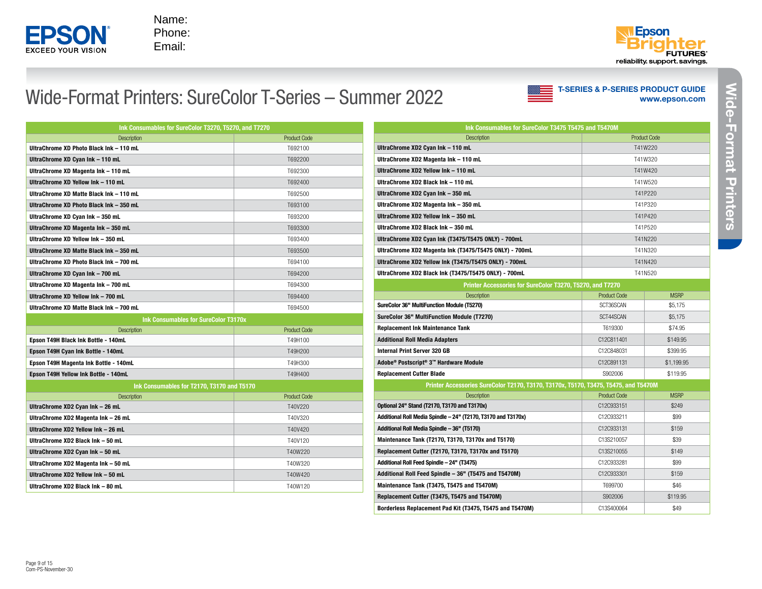Name:
Phone:
Email:

reliability. support. savings.

# Wide-Format Printers: SureColor T-Series – Summer 2022

**T-SERIES & P-SERIES PRODUCT GUIDE**
**www.epson.com**

Wide-Format Printers

| Ink Consumables for SureColor T3270, T5270, and T7270 | |
|---|---|
| Description | Product Code |
| **UltraChrome XD Photo Black Ink – 110 mL** | T692100 |
| **UltraChrome XD Cyan Ink – 110 mL** | T692200 |
| **UltraChrome XD Magenta Ink – 110 mL** | T692300 |
| **UltraChrome XD Yellow Ink – 110 mL** | T692400 |
| **UltraChrome XD Matte Black Ink – 110 mL** | T692500 |
| **UltraChrome XD Photo Black Ink – 350 mL** | T693100 |
| **UltraChrome XD Cyan Ink – 350 mL** | T693200 |
| **UltraChrome XD Magenta Ink – 350 mL** | T693300 |
| **UltraChrome XD Yellow Ink – 350 mL** | T693400 |
| **UltraChrome XD Matte Black Ink – 350 mL** | T693500 |
| **UltraChrome XD Photo Black Ink – 700 mL** | T694100 |
| **UltraChrome XD Cyan Ink – 700 mL** | T694200 |
| **UltraChrome XD Magenta Ink – 700 mL** | T694300 |
| **UltraChrome XD Yellow Ink – 700 mL** | T694400 |
| **UltraChrome XD Matte Black Ink – 700 mL** | T694500 |

| Ink Consumables for SureColor T3170x | |
|---|---|
| Description | Product Code |
| **Epson T49H Black Ink Bottle - 140mL** | T49H100 |
| **Epson T49H Cyan Ink Bottle - 140mL** | T49H200 |
| **Epson T49H Magenta Ink Bottle - 140mL** | T49H300 |
| **Epson T49H Yellow Ink Bottle - 140mL** | T49H400 |

| Ink Consumables for T2170, T3170 and T5170 | |
|---|---|
| Description | Product Code |
| **UltraChrome XD2 Cyan Ink – 26 mL** | T40V220 |
| **UltraChrome XD2 Magenta Ink – 26 mL** | T40V320 |
| **UltraChrome XD2 Yellow Ink – 26 mL** | T40V420 |
| **UltraChrome XD2 Black Ink – 50 mL** | T40V120 |
| **UltraChrome XD2 Cyan Ink – 50 mL** | T40W220 |
| **UltraChrome XD2 Magenta Ink – 50 mL** | T40W320 |
| **UltraChrome XD2 Yellow Ink – 50 mL** | T40W420 |
| **UltraChrome XD2 Black Ink – 80 mL** | T40W120 |

| Ink Consumables for SureColor T3475 T5475 and T5470M | |
|---|---|
| Description | Product Code |
| **UltraChrome XD2 Cyan Ink – 110 mL** | T41W220 |
| **UltraChrome XD2 Magenta Ink – 110 mL** | T41W320 |
| **UltraChrome XD2 Yellow Ink – 110 mL** | T41W420 |
| **UltraChrome XD2 Black Ink – 110 mL** | T41W520 |
| **UltraChrome XD2 Cyan Ink – 350 mL** | T41P220 |
| **UltraChrome XD2 Magenta Ink – 350 mL** | T41P320 |
| **UltraChrome XD2 Yellow Ink – 350 mL** | T41P420 |
| **UltraChrome XD2 Black Ink – 350 mL** | T41P520 |
| **UltraChrome XD2 Cyan Ink (T3475/T5475 ONLY) - 700mL** | T41N220 |
| **UltraChrome XD2 Magenta Ink (T3475/T5475 ONLY) - 700mL** | T41N320 |
| **UltraChrome XD2 Yellow Ink (T3475/T5475 ONLY) - 700mL** | T41N420 |
| **UltraChrome XD2 Black Ink (T3475/T5475 ONLY) - 700mL** | T41N520 |

| Printer Accessories for SureColor T3270, T5270, and T7270 | | |
|---|---|---|
| Description | Product Code | MSRP |
| **SureColor 36" MultiFunction Module (T5270)** | SCT36SCAN | $5,175 |
| **SureColor 36" MultiFunction Module (T7270)** | SCT44SCAN | $5,175 |
| **Replacement Ink Maintenance Tank** | T619300 | $74.95 |
| **Additional Roll Media Adapters** | C12C811401 | $149.95 |
| **Internal Print Server 320 GB** | C12C848031 | $399.95 |
| **Adobe® Postscript® 3™ Hardware Module** | C12C891131 | $1,199.95 |
| **Replacement Cutter Blade** | S902006 | $119.95 |

| Printer Accessories SureColor T2170, T3170, T3170x, T5170, T3475, T5475, and T5470M | | |
|---|---|---|
| Description | Product Code | MSRP |
| **Optional 24" Stand (T2170, T3170 and T3170x)** | C12C933151 | $249 |
| **Additional Roll Media Spindle – 24" (T2170, T3170 and T3170x)** | C12C933211 | $99 |
| **Additional Roll Media Spindle – 36" (T5170)** | C12C933131 | $159 |
| **Maintenance Tank (T2170, T3170, T3170x and T5170)** | C13S210057 | $39 |
| **Replacement Cutter (T2170, T3170, T3170x and T5170)** | C13S210055 | $149 |
| **Additional Roll Feed Spindle – 24" (T3475)** | C12C933281 | $99 |
| **Additional Roll Feed Spindle – 36" (T5475 and T5470M)** | C12C933301 | $159 |
| **Maintenance Tank (T3475, T5475 and T5470M)** | T699700 | $46 |
| **Replacement Cutter (T3475, T5475 and T5470M)** | S902006 | $119.95 |
| **Borderless Replacement Pad Kit (T3475, T5475 and T5470M)** | C13S400064 | $49 |

Com-PS-November-30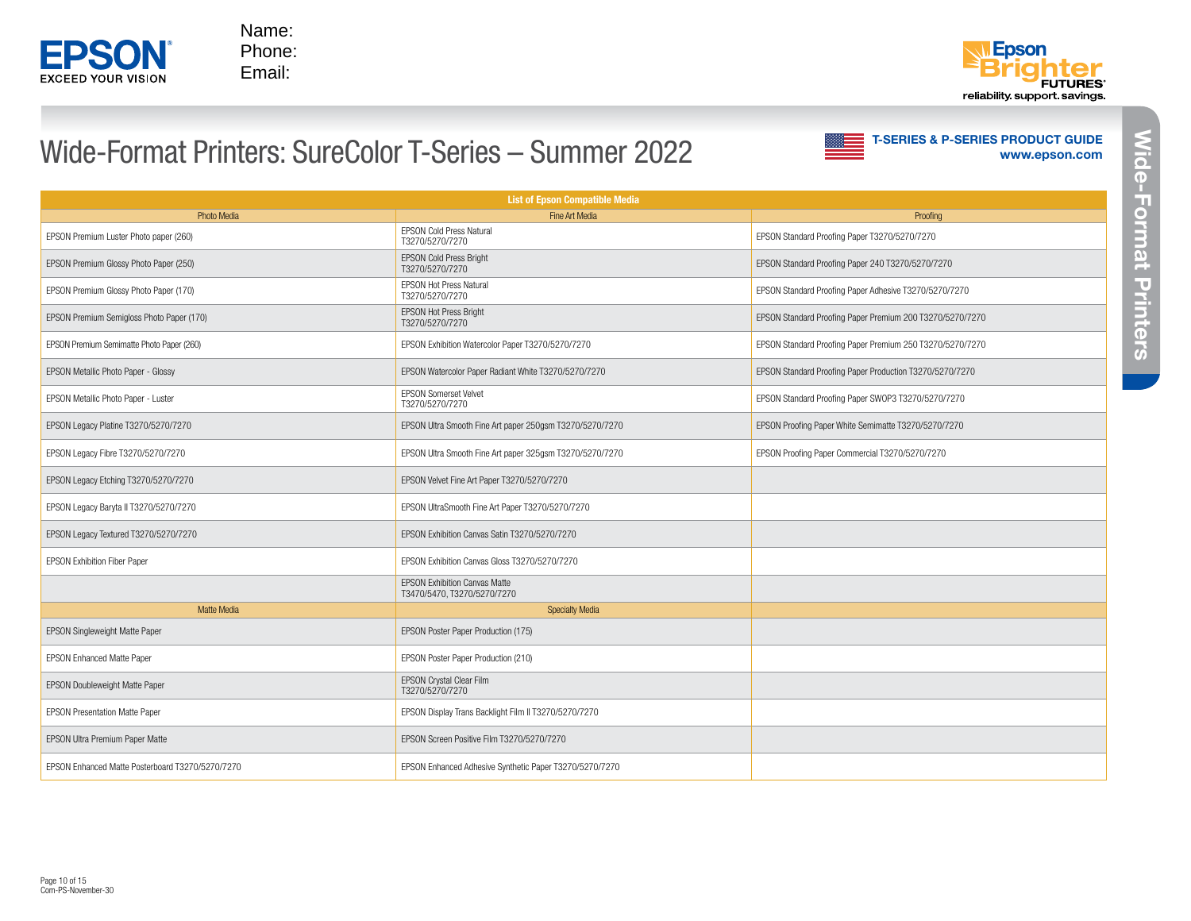Name:
Phone:
Email:

reliability. support. savings.

# Wide-Format Printers: SureColor T-Series – Summer 2022

**T-SERIES & P-SERIES PRODUCT GUIDE**
**www.epson.com**

| List of Epson Compatible Media | | |
|---|---|---|
| **Photo Media** | **Fine Art Media** | **Proofing** |
| EPSON Premium Luster Photo paper (260) | EPSON Cold Press Natural T3270/5270/7270 | EPSON Standard Proofing Paper T3270/5270/7270 |
| EPSON Premium Glossy Photo Paper (250) | EPSON Cold Press Bright T3270/5270/7270 | EPSON Standard Proofing Paper 240 T3270/5270/7270 |
| EPSON Premium Glossy Photo Paper (170) | EPSON Hot Press Natural T3270/5270/7270 | EPSON Standard Proofing Paper Adhesive T3270/5270/7270 |
| EPSON Premium Semigloss Photo Paper (170) | EPSON Hot Press Bright T3270/5270/7270 | EPSON Standard Proofing Paper Premium 200 T3270/5270/7270 |
| EPSON Premium Semimatte Photo Paper (260) | EPSON Exhibition Watercolor Paper T3270/5270/7270 | EPSON Standard Proofing Paper Premium 250 T3270/5270/7270 |
| EPSON Metallic Photo Paper - Glossy | EPSON Watercolor Paper Radiant White T3270/5270/7270 | EPSON Standard Proofing Paper Production T3270/5270/7270 |
| EPSON Metallic Photo Paper - Luster | EPSON Somerset Velvet T3270/5270/7270 | EPSON Standard Proofing Paper SWOP3 T3270/5270/7270 |
| EPSON Legacy Platine T3270/5270/7270 | EPSON Ultra Smooth Fine Art paper 250gsm T3270/5270/7270 | EPSON Proofing Paper White Semimatte T3270/5270/7270 |
| EPSON Legacy Fibre T3270/5270/7270 | EPSON Ultra Smooth Fine Art paper 325gsm T3270/5270/7270 | EPSON Proofing Paper Commercial T3270/5270/7270 |
| EPSON Legacy Etching T3270/5270/7270 | EPSON Velvet Fine Art Paper T3270/5270/7270 | |
| EPSON Legacy Baryta II T3270/5270/7270 | EPSON UltraSmooth Fine Art Paper T3270/5270/7270 | |
| EPSON Legacy Textured T3270/5270/7270 | EPSON Exhibition Canvas Satin T3270/5270/7270 | |
| EPSON Exhibition Fiber Paper | EPSON Exhibition Canvas Gloss T3270/5270/7270 | |
| | EPSON Exhibition Canvas Matte T3470/5470, T3270/5270/7270 | |
| **Matte Media** | **Specialty Media** | |
| EPSON Singleweight Matte Paper | EPSON Poster Paper Production (175) | |
| EPSON Enhanced Matte Paper | EPSON Poster Paper Production (210) | |
| EPSON Doubleweight Matte Paper | EPSON Crystal Clear Film T3270/5270/7270 | |
| EPSON Presentation Matte Paper | EPSON Display Trans Backlight Film II T3270/5270/7270 | |
| EPSON Ultra Premium Paper Matte | EPSON Screen Positive Film T3270/5270/7270 | |
| EPSON Enhanced Matte Posterboard T3270/5270/7270 | EPSON Enhanced Adhesive Synthetic Paper T3270/5270/7270 | |

Com-PS-November-30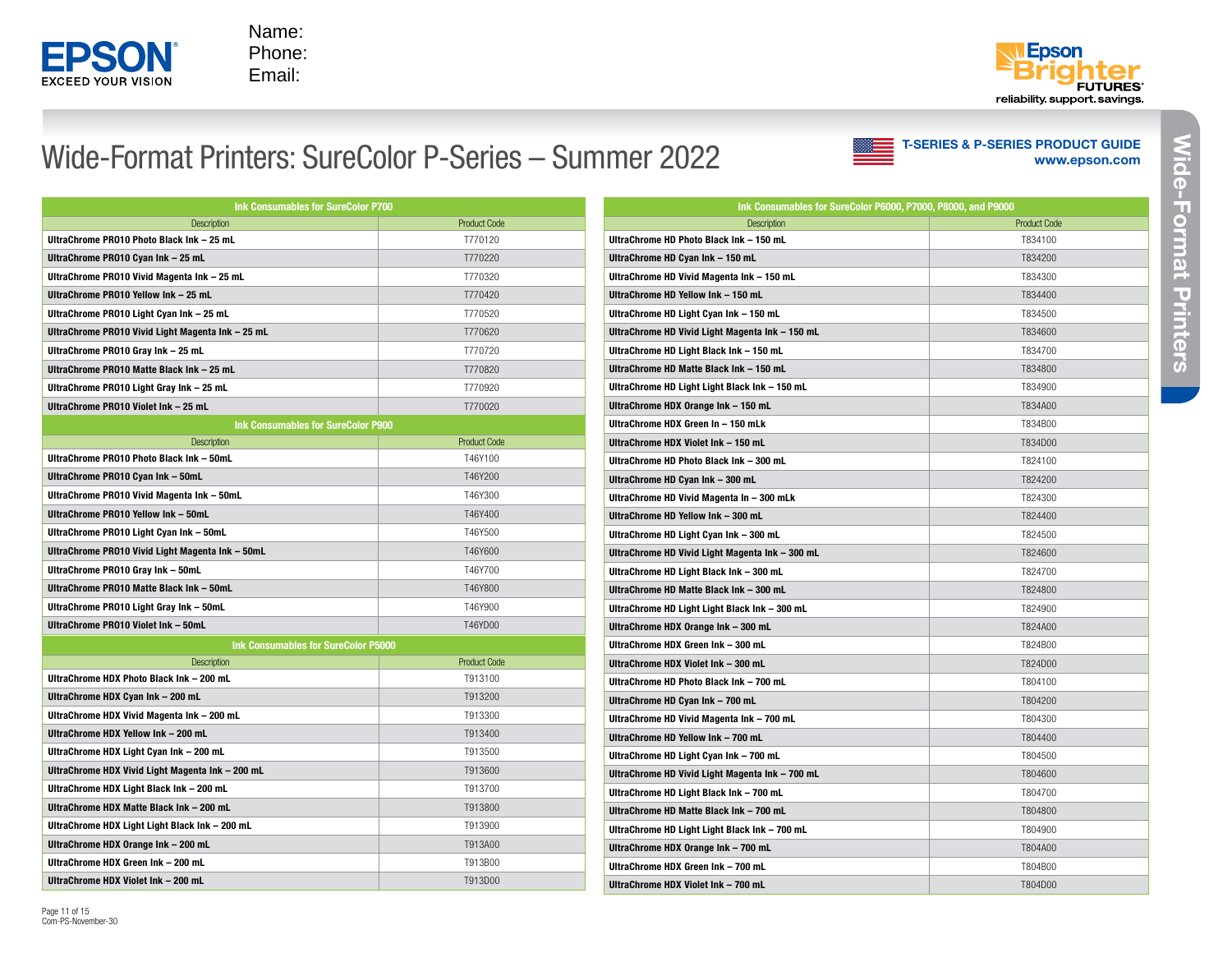Name:
Phone:
Email:

reliability. support. savings.

# Wide-Format Printers: SureColor P-Series – Summer 2022

**T-SERIES & P-SERIES PRODUCT GUIDE**
**www.epson.com**

| Ink Consumables for SureColor P700 | |
|---|---|
| Description | Product Code |
| **UltraChrome PRO10 Photo Black Ink – 25 mL** | T770120 |
| **UltraChrome PRO10 Cyan Ink – 25 mL** | T770220 |
| **UltraChrome PRO10 Vivid Magenta Ink – 25 mL** | T770320 |
| **UltraChrome PRO10 Yellow Ink – 25 mL** | T770420 |
| **UltraChrome PRO10 Light Cyan Ink – 25 mL** | T770520 |
| **UltraChrome PRO10 Vivid Light Magenta Ink – 25 mL** | T770620 |
| **UltraChrome PRO10 Gray Ink – 25 mL** | T770720 |
| **UltraChrome PRO10 Matte Black Ink – 25 mL** | T770820 |
| **UltraChrome PRO10 Light Gray Ink – 25 mL** | T770920 |
| **UltraChrome PRO10 Violet Ink – 25 mL** | T770020 |

| Ink Consumables for SureColor P900 | |
|---|---|
| Description | Product Code |
| **UltraChrome PRO10 Photo Black Ink – 50mL** | T46Y100 |
| **UltraChrome PRO10 Cyan Ink – 50mL** | T46Y200 |
| **UltraChrome PRO10 Vivid Magenta Ink – 50mL** | T46Y300 |
| **UltraChrome PRO10 Yellow Ink – 50mL** | T46Y400 |
| **UltraChrome PRO10 Light Cyan Ink – 50mL** | T46Y500 |
| **UltraChrome PRO10 Vivid Light Magenta Ink – 50mL** | T46Y600 |
| **UltraChrome PRO10 Gray Ink – 50mL** | T46Y700 |
| **UltraChrome PRO10 Matte Black Ink – 50mL** | T46Y800 |
| **UltraChrome PRO10 Light Gray Ink – 50mL** | T46Y900 |
| **UltraChrome PRO10 Violet Ink – 50mL** | T46YD00 |

| Ink Consumables for SureColor P5000 | |
|---|---|
| Description | Product Code |
| **UltraChrome HDX Photo Black Ink – 200 mL** | T913100 |
| **UltraChrome HDX Cyan Ink – 200 mL** | T913200 |
| **UltraChrome HDX Vivid Magenta Ink – 200 mL** | T913300 |
| **UltraChrome HDX Yellow Ink – 200 mL** | T913400 |
| **UltraChrome HDX Light Cyan Ink – 200 mL** | T913500 |
| **UltraChrome HDX Vivid Light Magenta Ink – 200 mL** | T913600 |
| **UltraChrome HDX Light Black Ink – 200 mL** | T913700 |
| **UltraChrome HDX Matte Black Ink – 200 mL** | T913800 |
| **UltraChrome HDX Light Light Black Ink – 200 mL** | T913900 |
| **UltraChrome HDX Orange Ink – 200 mL** | T913A00 |
| **UltraChrome HDX Green Ink – 200 mL** | T913B00 |
| **UltraChrome HDX Violet Ink – 200 mL** | T913D00 |

| Ink Consumables for SureColor P6000, P7000, P8000, and P9000 | |
|---|---|
| Description | Product Code |
| **UltraChrome HD Photo Black Ink – 150 mL** | T834100 |
| **UltraChrome HD Cyan Ink – 150 mL** | T834200 |
| **UltraChrome HD Vivid Magenta Ink – 150 mL** | T834300 |
| **UltraChrome HD Yellow Ink – 150 mL** | T834400 |
| **UltraChrome HD Light Cyan Ink – 150 mL** | T834500 |
| **UltraChrome HD Vivid Light Magenta Ink – 150 mL** | T834600 |
| **UltraChrome HD Light Black Ink – 150 mL** | T834700 |
| **UltraChrome HD Matte Black Ink – 150 mL** | T834800 |
| **UltraChrome HD Light Light Black Ink – 150 mL** | T834900 |
| **UltraChrome HDX Orange Ink – 150 mL** | T834A00 |
| **UltraChrome HDX Green In – 150 mLk** | T834B00 |
| **UltraChrome HDX Violet Ink – 150 mL** | T834D00 |
| **UltraChrome HD Photo Black Ink – 300 mL** | T824100 |
| **UltraChrome HD Cyan Ink – 300 mL** | T824200 |
| **UltraChrome HD Vivid Magenta In – 300 mLk** | T824300 |
| **UltraChrome HD Yellow Ink – 300 mL** | T824400 |
| **UltraChrome HD Light Cyan Ink – 300 mL** | T824500 |
| **UltraChrome HD Vivid Light Magenta Ink – 300 mL** | T824600 |
| **UltraChrome HD Light Black Ink – 300 mL** | T824700 |
| **UltraChrome HD Matte Black Ink – 300 mL** | T824800 |
| **UltraChrome HD Light Light Black Ink – 300 mL** | T824900 |
| **UltraChrome HDX Orange Ink – 300 mL** | T824A00 |
| **UltraChrome HDX Green Ink – 300 mL** | T824B00 |
| **UltraChrome HDX Violet Ink – 300 mL** | T824D00 |
| **UltraChrome HD Photo Black Ink – 700 mL** | T804100 |
| **UltraChrome HD Cyan Ink – 700 mL** | T804200 |
| **UltraChrome HD Vivid Magenta Ink – 700 mL** | T804300 |
| **UltraChrome HD Yellow Ink – 700 mL** | T804400 |
| **UltraChrome HD Light Cyan Ink – 700 mL** | T804500 |
| **UltraChrome HD Vivid Light Magenta Ink – 700 mL** | T804600 |
| **UltraChrome HD Light Black Ink – 700 mL** | T804700 |
| **UltraChrome HD Matte Black Ink – 700 mL** | T804800 |
| **UltraChrome HD Light Light Black Ink – 700 mL** | T804900 |
| **UltraChrome HDX Orange Ink – 700 mL** | T804A00 |
| **UltraChrome HDX Green Ink – 700 mL** | T804B00 |
| **UltraChrome HDX Violet Ink – 700 mL** | T804D00 |

Com-PS-November-30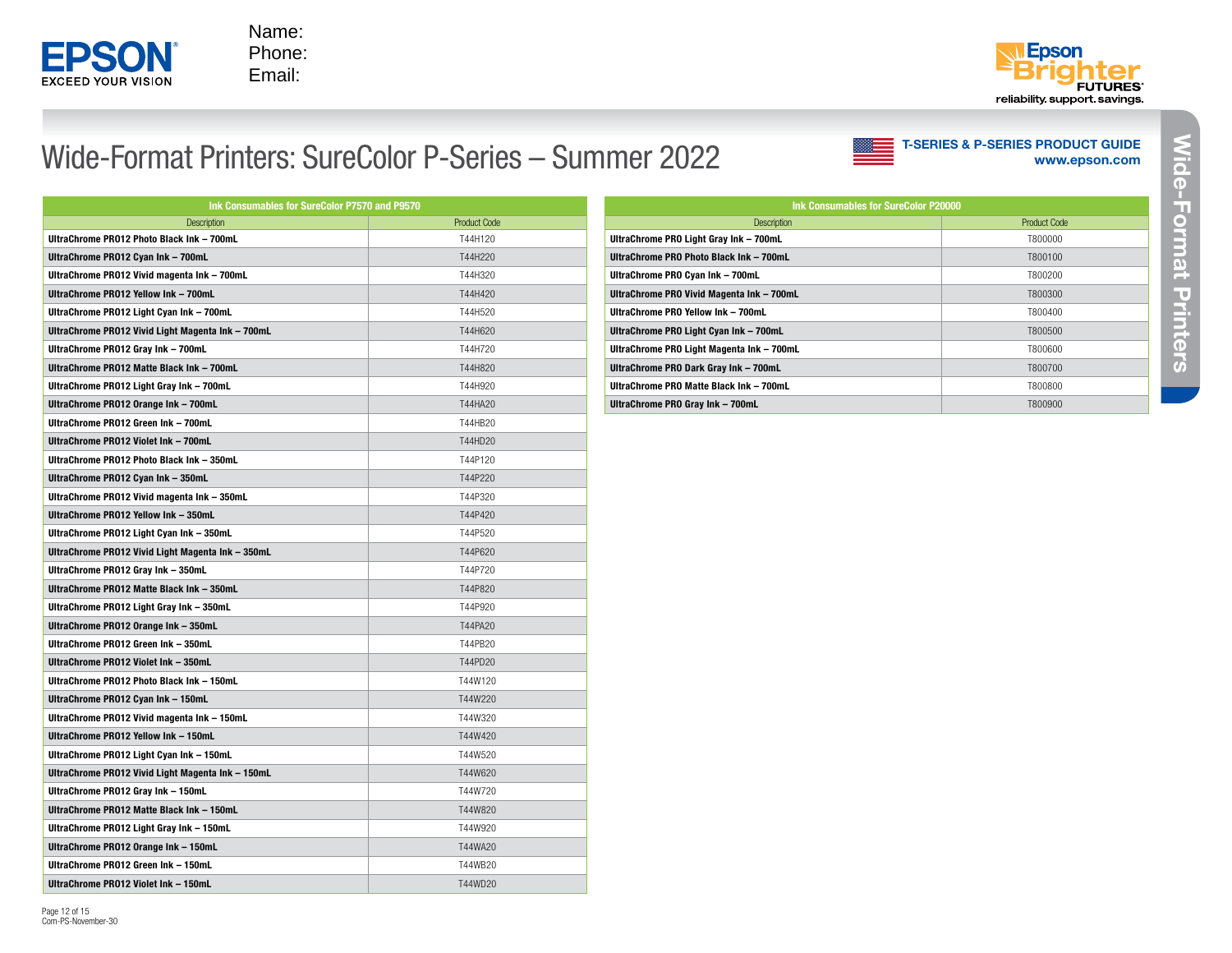Name:
Phone:
Email:

reliability. support. savings.

# Wide-Format Printers: SureColor P-Series – Summer 2022

**T-SERIES & P-SERIES PRODUCT GUIDE**
**www.epson.com**

| Ink Consumables for SureColor P7570 and P9570 | |
|---|---|
| Description | Product Code |
| **UltraChrome PRO12 Photo Black Ink – 700mL** | T44H120 |
| **UltraChrome PRO12 Cyan Ink – 700mL** | T44H220 |
| **UltraChrome PRO12 Vivid magenta Ink – 700mL** | T44H320 |
| **UltraChrome PRO12 Yellow Ink – 700mL** | T44H420 |
| **UltraChrome PRO12 Light Cyan Ink – 700mL** | T44H520 |
| **UltraChrome PRO12 Vivid Light Magenta Ink – 700mL** | T44H620 |
| **UltraChrome PRO12 Gray Ink – 700mL** | T44H720 |
| **UltraChrome PRO12 Matte Black Ink – 700mL** | T44H820 |
| **UltraChrome PRO12 Light Gray Ink – 700mL** | T44H920 |
| **UltraChrome PRO12 Orange Ink – 700mL** | T44HA20 |
| **UltraChrome PRO12 Green Ink – 700mL** | T44HB20 |
| **UltraChrome PRO12 Violet Ink – 700mL** | T44HD20 |
| **UltraChrome PRO12 Photo Black Ink – 350mL** | T44P120 |
| **UltraChrome PRO12 Cyan Ink – 350mL** | T44P220 |
| **UltraChrome PRO12 Vivid magenta Ink – 350mL** | T44P320 |
| **UltraChrome PRO12 Yellow Ink – 350mL** | T44P420 |
| **UltraChrome PRO12 Light Cyan Ink – 350mL** | T44P520 |
| **UltraChrome PRO12 Vivid Light Magenta Ink – 350mL** | T44P620 |
| **UltraChrome PRO12 Gray Ink – 350mL** | T44P720 |
| **UltraChrome PRO12 Matte Black Ink – 350mL** | T44P820 |
| **UltraChrome PRO12 Light Gray Ink – 350mL** | T44P920 |
| **UltraChrome PRO12 Orange Ink – 350mL** | T44PA20 |
| **UltraChrome PRO12 Green Ink – 350mL** | T44PB20 |
| **UltraChrome PRO12 Violet Ink – 350mL** | T44PD20 |
| **UltraChrome PRO12 Photo Black Ink – 150mL** | T44W120 |
| **UltraChrome PRO12 Cyan Ink – 150mL** | T44W220 |
| **UltraChrome PRO12 Vivid magenta Ink – 150mL** | T44W320 |
| **UltraChrome PRO12 Yellow Ink – 150mL** | T44W420 |
| **UltraChrome PRO12 Light Cyan Ink – 150mL** | T44W520 |
| **UltraChrome PRO12 Vivid Light Magenta Ink – 150mL** | T44W620 |
| **UltraChrome PRO12 Gray Ink – 150mL** | T44W720 |
| **UltraChrome PRO12 Matte Black Ink – 150mL** | T44W820 |
| **UltraChrome PRO12 Light Gray Ink – 150mL** | T44W920 |
| **UltraChrome PRO12 Orange Ink – 150mL** | T44WA20 |
| **UltraChrome PRO12 Green Ink – 150mL** | T44WB20 |
| **UltraChrome PRO12 Violet Ink – 150mL** | T44WD20 |

| Ink Consumables for SureColor P20000 | |
|---|---|
| Description | Product Code |
| **UltraChrome PRO Light Gray Ink – 700mL** | T800000 |
| **UltraChrome PRO Photo Black Ink – 700mL** | T800100 |
| **UltraChrome PRO Cyan Ink – 700mL** | T800200 |
| **UltraChrome PRO Vivid Magenta Ink – 700mL** | T800300 |
| **UltraChrome PRO Yellow Ink – 700mL** | T800400 |
| **UltraChrome PRO Light Cyan Ink – 700mL** | T800500 |
| **UltraChrome PRO Light Magenta Ink – 700mL** | T800600 |
| **UltraChrome PRO Dark Gray Ink – 700mL** | T800700 |
| **UltraChrome PRO Matte Black Ink – 700mL** | T800800 |
| **UltraChrome PRO Gray Ink – 700mL** | T800900 |

Com-PS-November-30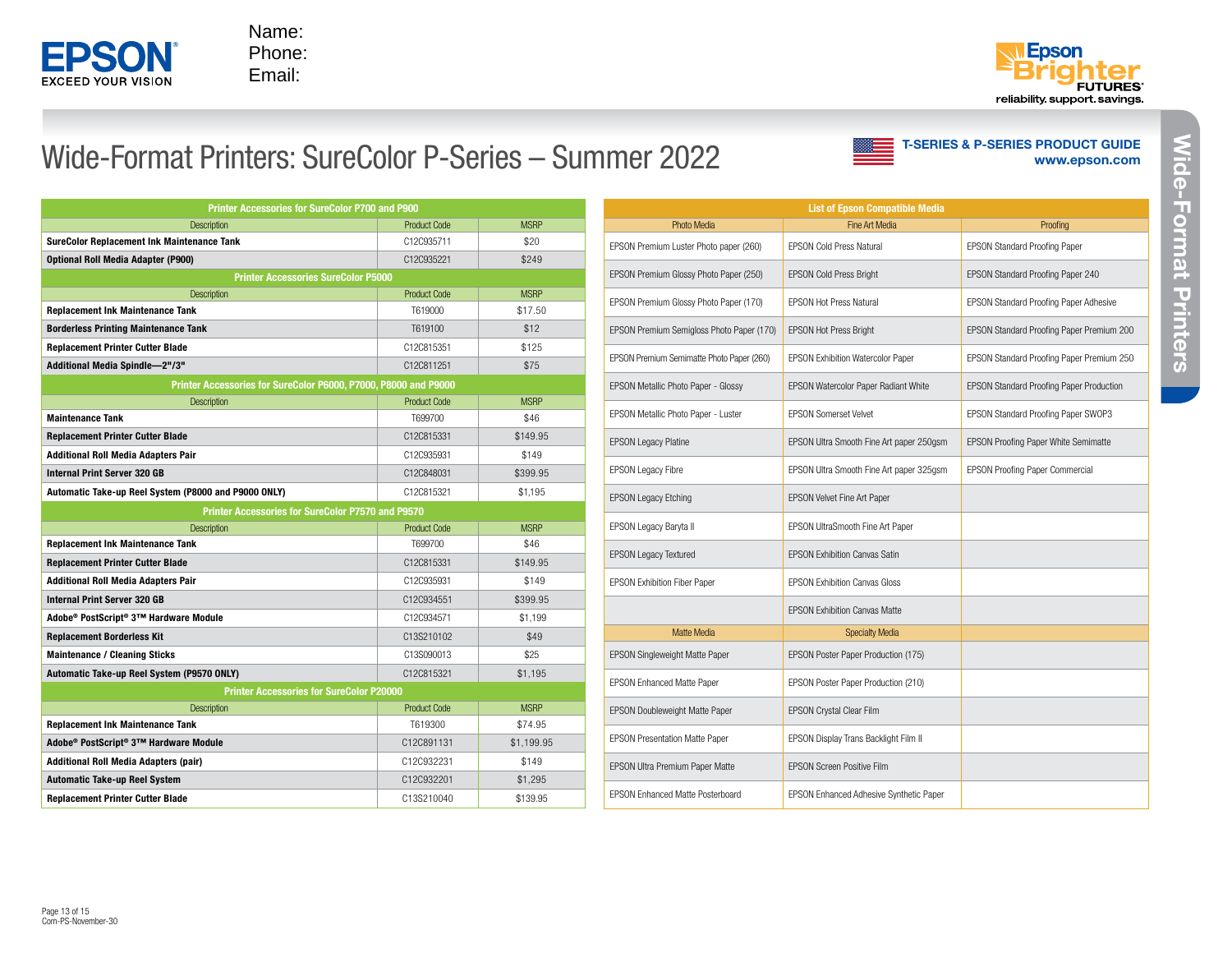Name:
Phone:
Email:

# Wide-Format Printers: SureColor P-Series – Summer 2022

**T-SERIES & P-SERIES PRODUCT GUIDE**
**www.epson.com**

| Printer Accessories for SureColor P700 and P900 | | |
|---|---|---|
| Description | Product Code | MSRP |
| **SureColor Replacement Ink Maintenance Tank** | C12C935711 | $20 |
| **Optional Roll Media Adapter (P900)** | C12C935221 | $249 |
| **Printer Accessories SureColor P5000** | | |
| Description | Product Code | MSRP |
| **Replacement Ink Maintenance Tank** | T619000 | $17.50 |
| **Borderless Printing Maintenance Tank** | T619100 | $12 |
| **Replacement Printer Cutter Blade** | C12C815351 | $125 |
| **Additional Media Spindle—2"/3"** | C12C811251 | $75 |
| **Printer Accessories for SureColor P6000, P7000, P8000 and P9000** | | |
| Description | Product Code | MSRP |
| **Maintenance Tank** | T699700 | $46 |
| **Replacement Printer Cutter Blade** | C12C815331 | $149.95 |
| **Additional Roll Media Adapters Pair** | C12C935931 | $149 |
| **Internal Print Server 320 GB** | C12C848031 | $399.95 |
| **Automatic Take-up Reel System (P8000 and P9000 ONLY)** | C12C815321 | $1,195 |
| **Printer Accessories for SureColor P7570 and P9570** | | |
| Description | Product Code | MSRP |
| **Replacement Ink Maintenance Tank** | T699700 | $46 |
| **Replacement Printer Cutter Blade** | C12C815331 | $149.95 |
| **Additional Roll Media Adapters Pair** | C12C935931 | $149 |
| **Internal Print Server 320 GB** | C12C934551 | $399.95 |
| **Adobe® PostScript® 3™ Hardware Module** | C12C934571 | $1,199 |
| **Replacement Borderless Kit** | C13S210102 | $49 |
| **Maintenance / Cleaning Sticks** | C13S090013 | $25 |
| **Automatic Take-up Reel System (P9570 ONLY)** | C12C815321 | $1,195 |
| **Printer Accessories for SureColor P20000** | | |
| Description | Product Code | MSRP |
| **Replacement Ink Maintenance Tank** | T619300 | $74.95 |
| **Adobe® PostScript® 3™ Hardware Module** | C12C891131 | $1,199.95 |
| **Additional Roll Media Adapters (pair)** | C12C932231 | $149 |
| **Automatic Take-up Reel System** | C12C932201 | $1,295 |
| **Replacement Printer Cutter Blade** | C13S210040 | $139.95 |

| List of Epson Compatible Media | | |
|---|---|---|
| Photo Media | Fine Art Media | Proofing |
| EPSON Premium Luster Photo paper (260) | EPSON Cold Press Natural | EPSON Standard Proofing Paper |
| EPSON Premium Glossy Photo Paper (250) | EPSON Cold Press Bright | EPSON Standard Proofing Paper 240 |
| EPSON Premium Glossy Photo Paper (170) | EPSON Hot Press Natural | EPSON Standard Proofing Paper Adhesive |
| EPSON Premium Semigloss Photo Paper (170) | EPSON Hot Press Bright | EPSON Standard Proofing Paper Premium 200 |
| EPSON Premium Semimatte Photo Paper (260) | EPSON Exhibition Watercolor Paper | EPSON Standard Proofing Paper Premium 250 |
| EPSON Metallic Photo Paper - Glossy | EPSON Watercolor Paper Radiant White | EPSON Standard Proofing Paper Production |
| EPSON Metallic Photo Paper - Luster | EPSON Somerset Velvet | EPSON Standard Proofing Paper SWOP3 |
| EPSON Legacy Platine | EPSON Ultra Smooth Fine Art paper 250gsm | EPSON Proofing Paper White Semimatte |
| EPSON Legacy Fibre | EPSON Ultra Smooth Fine Art paper 325gsm | EPSON Proofing Paper Commercial |
| EPSON Legacy Etching | EPSON Velvet Fine Art Paper | |
| EPSON Legacy Baryta II | EPSON UltraSmooth Fine Art Paper | |
| EPSON Legacy Textured | EPSON Exhibition Canvas Satin | |
| EPSON Exhibition Fiber Paper | EPSON Exhibition Canvas Gloss | |
| | EPSON Exhibition Canvas Matte | |
| Matte Media | Specialty Media | |
| EPSON Singleweight Matte Paper | EPSON Poster Paper Production (175) | |
| EPSON Enhanced Matte Paper | EPSON Poster Paper Production (210) | |
| EPSON Doubleweight Matte Paper | EPSON Crystal Clear Film | |
| EPSON Presentation Matte Paper | EPSON Display Trans Backlight Film II | |
| EPSON Ultra Premium Paper Matte | EPSON Screen Positive Film | |
| EPSON Enhanced Matte Posterboard | EPSON Enhanced Adhesive Synthetic Paper | |

Com-PS-November-30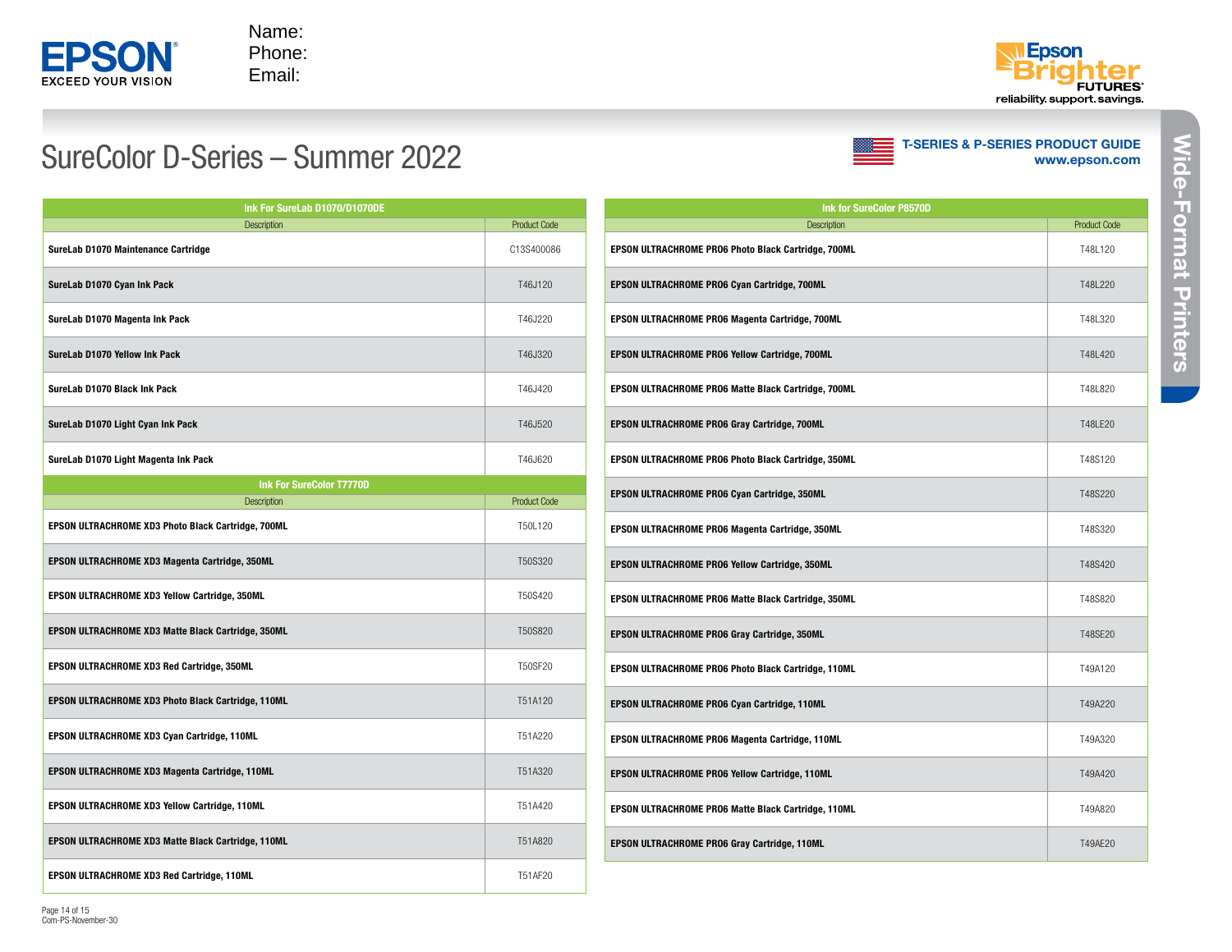Name:
Phone:
Email:

T-SERIES & P-SERIES PRODUCT GUIDE
www.epson.com

# SureColor D-Series – Summer 2022

Wide-Format Printers

## Ink For SureLab D1070/D1070DE

| Description | Product Code |
|---|---|
| SureLab D1070 Maintenance Cartridge | C13S400086 |
| SureLab D1070 Cyan Ink Pack | T46J120 |
| SureLab D1070 Magenta Ink Pack | T46J220 |
| SureLab D1070 Yellow Ink Pack | T46J320 |
| SureLab D1070 Black Ink Pack | T46J420 |
| SureLab D1070 Light Cyan Ink Pack | T46J520 |
| SureLab D1070 Light Magenta Ink Pack | T46J620 |

## Ink For SureColor T7770D

| Description | Product Code |
|---|---|
| EPSON ULTRACHROME XD3 Photo Black Cartridge, 700ML | T50L120 |
| EPSON ULTRACHROME XD3 Magenta Cartridge, 350ML | T50S320 |
| EPSON ULTRACHROME XD3 Yellow Cartridge, 350ML | T50S420 |
| EPSON ULTRACHROME XD3 Matte Black Cartridge, 350ML | T50S820 |
| EPSON ULTRACHROME XD3 Red Cartridge, 350ML | T50SF20 |
| EPSON ULTRACHROME XD3 Photo Black Cartridge, 110ML | T51A120 |
| EPSON ULTRACHROME XD3 Cyan Cartridge, 110ML | T51A220 |
| EPSON ULTRACHROME XD3 Magenta Cartridge, 110ML | T51A320 |
| EPSON ULTRACHROME XD3 Yellow Cartridge, 110ML | T51A420 |
| EPSON ULTRACHROME XD3 Matte Black Cartridge, 110ML | T51A820 |
| EPSON ULTRACHROME XD3 Red Cartridge, 110ML | T51AF20 |

## Ink for SureColor P8570D

| Description | Product Code |
|---|---|
| EPSON ULTRACHROME PRO6 Photo Black Cartridge, 700ML | T48L120 |
| EPSON ULTRACHROME PRO6 Cyan Cartridge, 700ML | T48L220 |
| EPSON ULTRACHROME PRO6 Magenta Cartridge, 700ML | T48L320 |
| EPSON ULTRACHROME PRO6 Yellow Cartridge, 700ML | T48L420 |
| EPSON ULTRACHROME PRO6 Matte Black Cartridge, 700ML | T48L820 |
| EPSON ULTRACHROME PRO6 Gray Cartridge, 700ML | T48LE20 |
| EPSON ULTRACHROME PRO6 Photo Black Cartridge, 350ML | T48S120 |
| EPSON ULTRACHROME PRO6 Cyan Cartridge, 350ML | T48S220 |
| EPSON ULTRACHROME PRO6 Magenta Cartridge, 350ML | T48S320 |
| EPSON ULTRACHROME PRO6 Yellow Cartridge, 350ML | T48S420 |
| EPSON ULTRACHROME PRO6 Matte Black Cartridge, 350ML | T48S820 |
| EPSON ULTRACHROME PRO6 Gray Cartridge, 350ML | T48SE20 |
| EPSON ULTRACHROME PRO6 Photo Black Cartridge, 110ML | T49A120 |
| EPSON ULTRACHROME PRO6 Cyan Cartridge, 110ML | T49A220 |
| EPSON ULTRACHROME PRO6 Magenta Cartridge, 110ML | T49A320 |
| EPSON ULTRACHROME PRO6 Yellow Cartridge, 110ML | T49A420 |
| EPSON ULTRACHROME PRO6 Matte Black Cartridge, 110ML | T49A820 |
| EPSON ULTRACHROME PRO6 Gray Cartridge, 110ML | T49AE20 |

Com-PS-November-30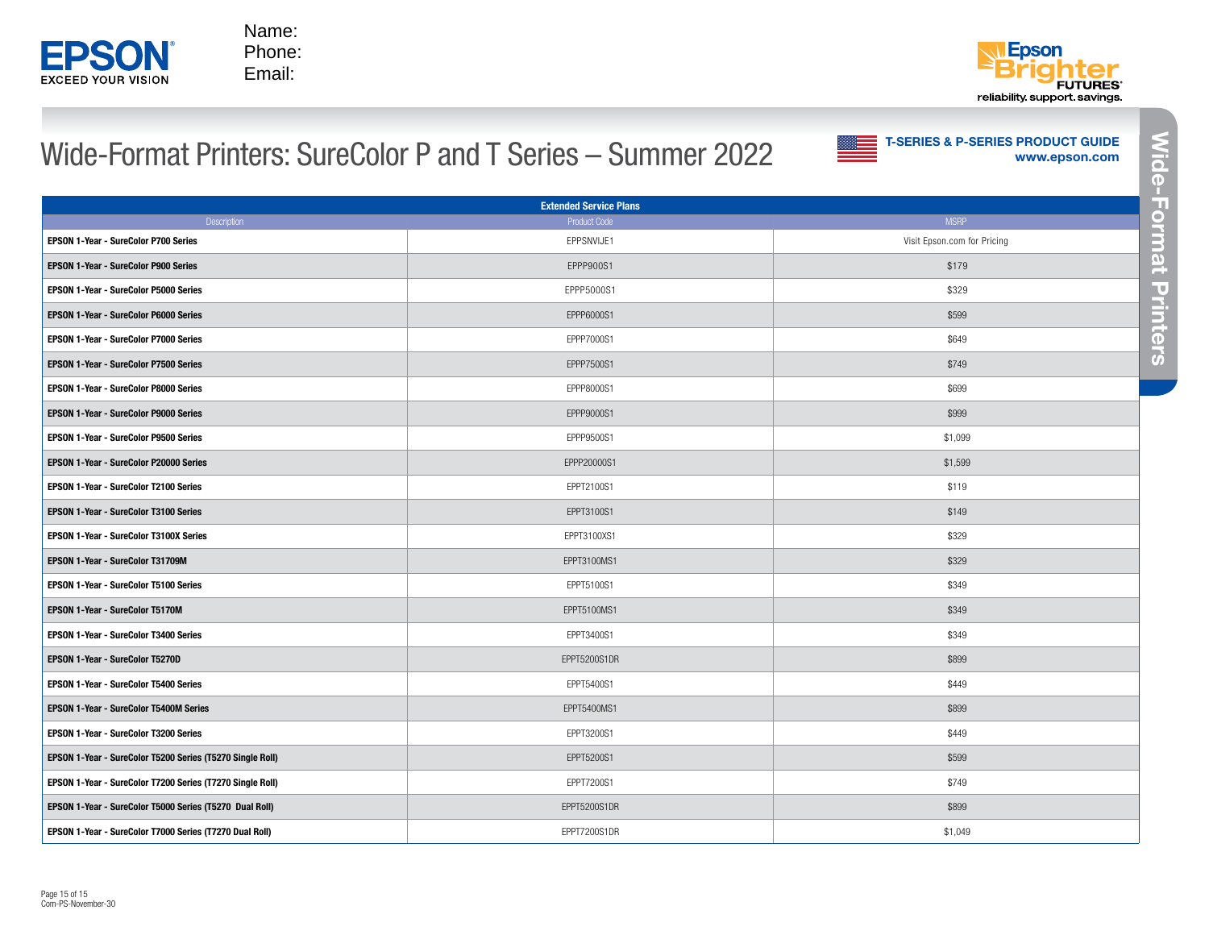EPSON
EXCEED YOUR VISION

Name:
Phone:
Email:

Epson Brighter FUTURES
reliability. support. savings.

# Wide-Format Printers: SureColor P and T Series – Summer 2022

**T-SERIES & P-SERIES PRODUCT GUIDE**
**www.epson.com**

Wide-Format Printers

| Extended Service Plans | | |
|---|---|---|
| Description | Product Code | MSRP |
| **EPSON 1-Year - SureColor P700 Series** | EPPSNVIJE1 | Visit Epson.com for Pricing |
| **EPSON 1-Year - SureColor P900 Series** | EPPP900S1 | $179 |
| **EPSON 1-Year - SureColor P5000 Series** | EPPP5000S1 | $329 |
| **EPSON 1-Year - SureColor P6000 Series** | EPPP6000S1 | $599 |
| **EPSON 1-Year - SureColor P7000 Series** | EPPP7000S1 | $649 |
| **EPSON 1-Year - SureColor P7500 Series** | EPPP7500S1 | $749 |
| **EPSON 1-Year - SureColor P8000 Series** | EPPP8000S1 | $699 |
| **EPSON 1-Year - SureColor P9000 Series** | EPPP9000S1 | $999 |
| **EPSON 1-Year - SureColor P9500 Series** | EPPP9500S1 | $1,099 |
| **EPSON 1-Year - SureColor P20000 Series** | EPPP20000S1 | $1,599 |
| **EPSON 1-Year - SureColor T2100 Series** | EPPT2100S1 | $119 |
| **EPSON 1-Year - SureColor T3100 Series** | EPPT3100S1 | $149 |
| **EPSON 1-Year - SureColor T3100X Series** | EPPT3100XS1 | $329 |
| **EPSON 1-Year - SureColor T31709M** | EPPT3100MS1 | $329 |
| **EPSON 1-Year - SureColor T5100 Series** | EPPT5100S1 | $349 |
| **EPSON 1-Year - SureColor T5170M** | EPPT5100MS1 | $349 |
| **EPSON 1-Year - SureColor T3400 Series** | EPPT3400S1 | $349 |
| **EPSON 1-Year - SureColor T5270D** | EPPT5200S1DR | $899 |
| **EPSON 1-Year - SureColor T5400 Series** | EPPT5400S1 | $449 |
| **EPSON 1-Year - SureColor T5400M Series** | EPPT5400MS1 | $899 |
| **EPSON 1-Year - SureColor T3200 Series** | EPPT3200S1 | $449 |
| **EPSON 1-Year - SureColor T5200 Series (T5270 Single Roll)** | EPPT5200S1 | $599 |
| **EPSON 1-Year - SureColor T7200 Series (T7270 Single Roll)** | EPPT7200S1 | $749 |
| **EPSON 1-Year - SureColor T5000 Series (T5270 Dual Roll)** | EPPT5200S1DR | $899 |
| **EPSON 1-Year - SureColor T7000 Series (T7270 Dual Roll)** | EPPT7200S1DR | $1,049 |

Com-PS-November-30